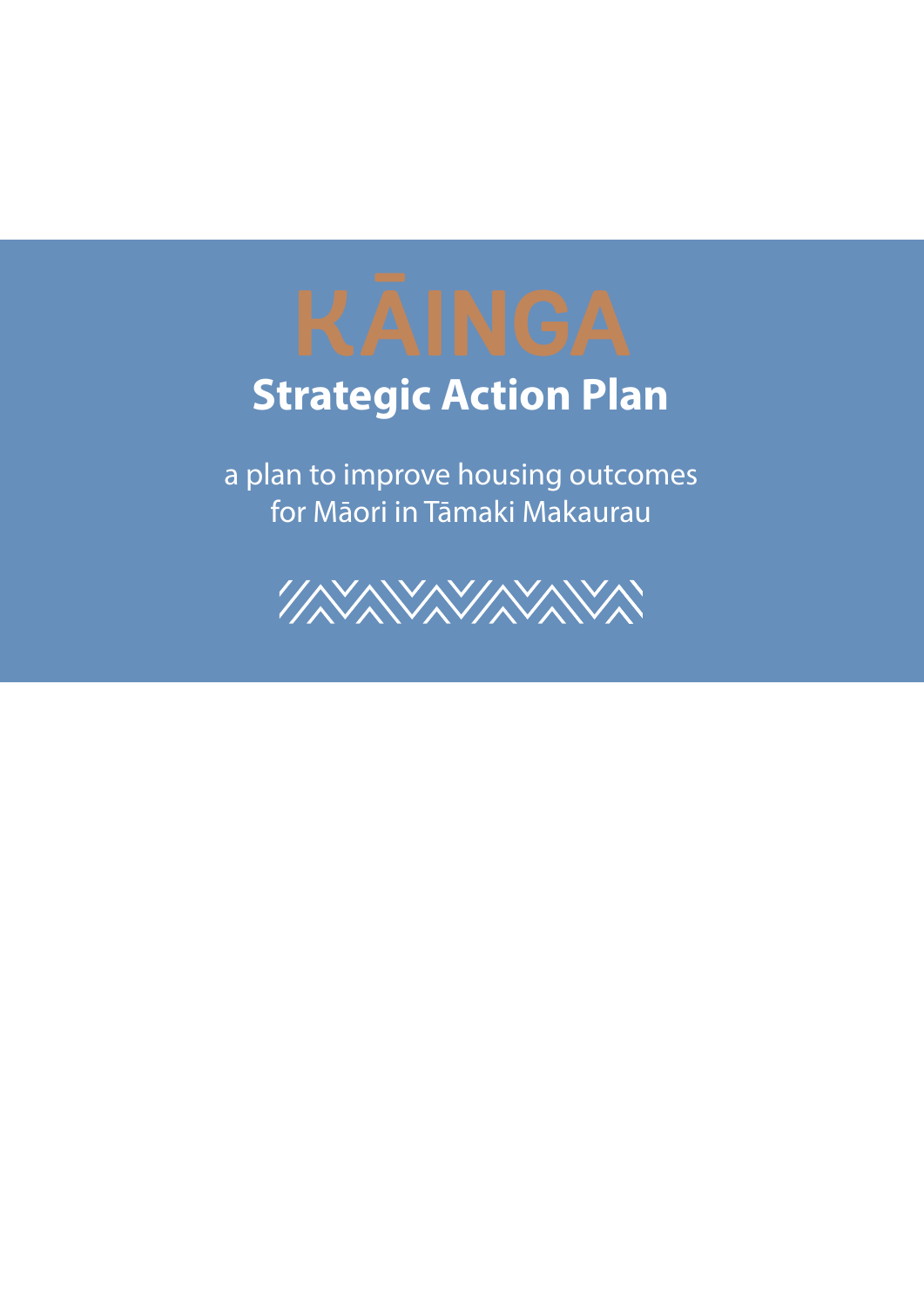# KĀINGA

## Strategic Action Plan

a plan to improve housing outcomes
for Māori in Tāmaki Makaurau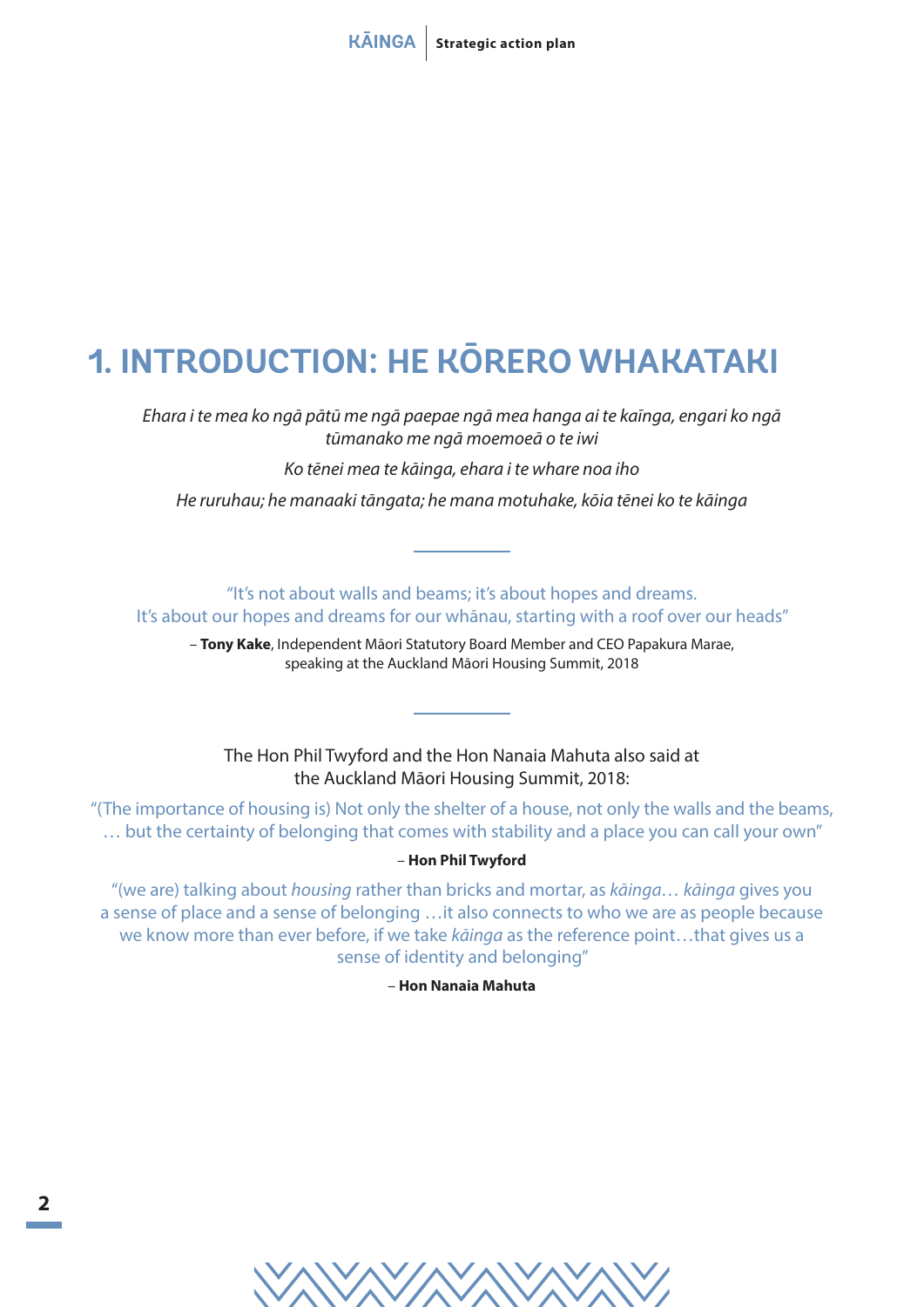# 1. INTRODUCTION: HE KŌRERO WHAKATAKI

*Ehara i te mea ko ngā pātū me ngā paepae ngā mea hanga ai te kāinga, engari ko ngā tūmanako me ngā moemoeā o te iwi*

*Ko tēnei mea te kāinga, ehara i te whare noa iho*

*He ruruhau; he manaaki tāngata; he mana motuhake, kōia tēnei ko te kāinga*

---

"It's not about walls and beams; it's about hopes and dreams. It's about our hopes and dreams for our whānau, starting with a roof over our heads"

– **Tony Kake**, Independent Māori Statutory Board Member and CEO Papakura Marae, speaking at the Auckland Māori Housing Summit, 2018

---

The Hon Phil Twyford and the Hon Nanaia Mahuta also said at the Auckland Māori Housing Summit, 2018:

"(The importance of housing is) Not only the shelter of a house, not only the walls and the beams, … but the certainty of belonging that comes with stability and a place you can call your own"

– **Hon Phil Twyford**

"(we are) talking about *housing* rather than bricks and mortar, as *kāinga*… *kāinga* gives you a sense of place and a sense of belonging …it also connects to who we are as people because we know more than ever before, if we take *kāinga* as the reference point…that gives us a sense of identity and belonging"

– **Hon Nanaia Mahuta**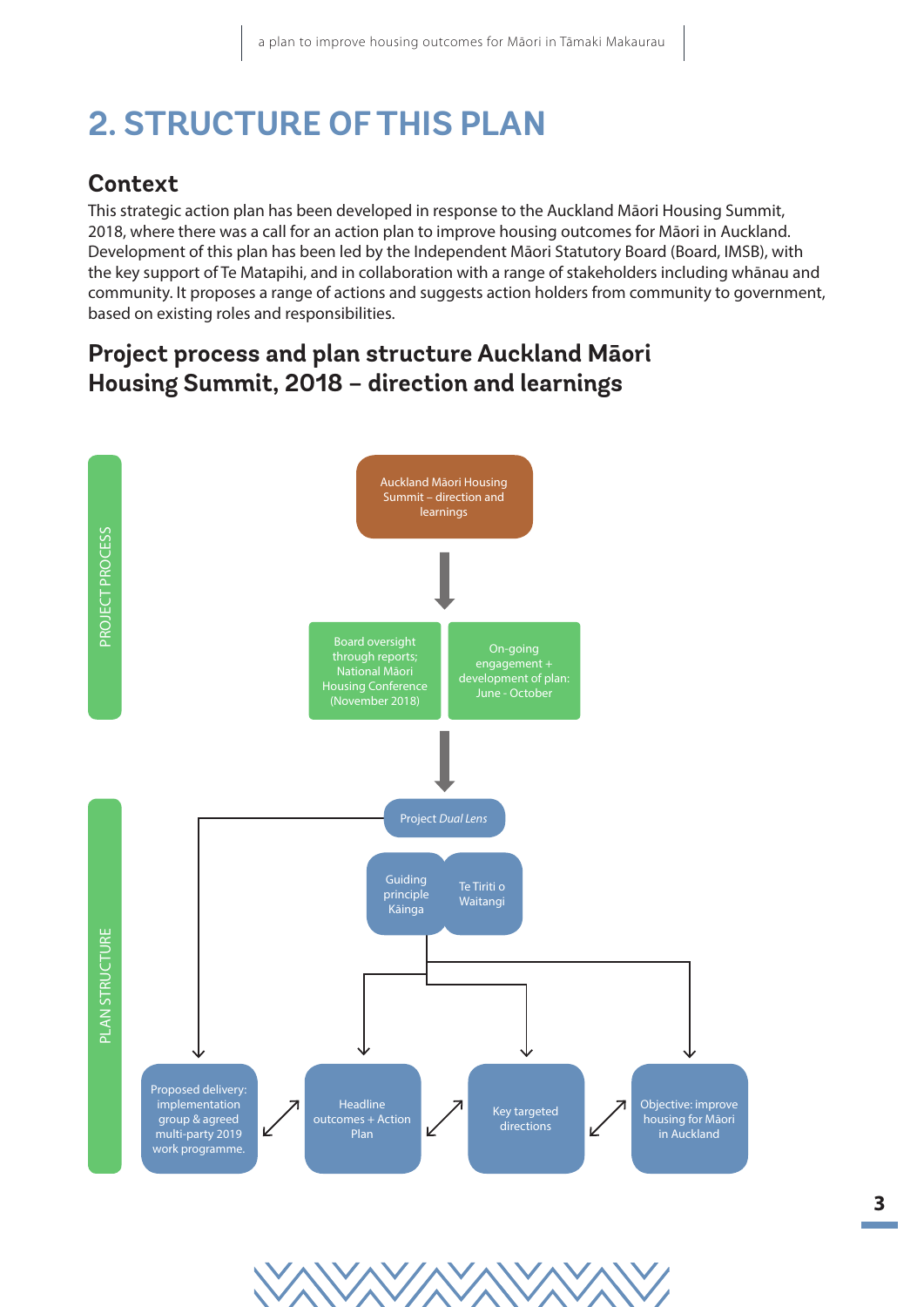# 2. STRUCTURE OF THIS PLAN

## Context

This strategic action plan has been developed in response to the Auckland Māori Housing Summit, 2018, where there was a call for an action plan to improve housing outcomes for Māori in Auckland. Development of this plan has been led by the Independent Māori Statutory Board (Board, IMSB), with the key support of Te Matapihi, and in collaboration with a range of stakeholders including whānau and community. It proposes a range of actions and suggests action holders from community to government, based on existing roles and responsibilities.

## Project process and plan structure Auckland Māori Housing Summit, 2018 – direction and learnings

PROJECT PROCESS

Auckland Māori Housing Summit – direction and learnings

Board oversight through reports; National Māori Housing Conference (November 2018)

On-going engagement + development of plan: June - October

PLAN STRUCTURE

Project *Dual Lens*

Guiding principle Kāinga

Te Tiriti o Waitangi

Proposed delivery: implementation group & agreed multi-party 2019 work programme.

Headline outcomes + Action Plan

Key targeted directions

Objective: improve housing for Māori in Auckland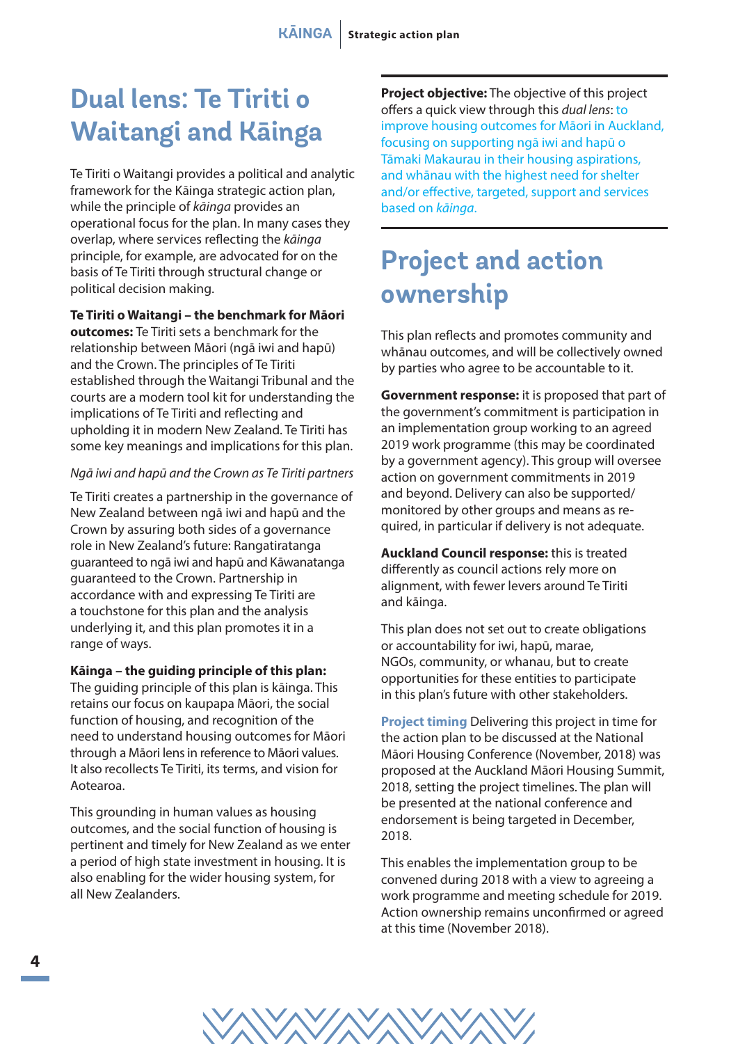# Dual lens: Te Tiriti o Waitangi and Kāinga

Te Tiriti o Waitangi provides a political and analytic framework for the Kāinga strategic action plan, while the principle of *kāinga* provides an operational focus for the plan. In many cases they overlap, where services reflecting the *kāinga* principle, for example, are advocated for on the basis of Te Tiriti through structural change or political decision making.

**Te Tiriti o Waitangi – the benchmark for Māori outcomes:** Te Tiriti sets a benchmark for the relationship between Māori (ngā iwi and hapū) and the Crown. The principles of Te Tiriti established through the Waitangi Tribunal and the courts are a modern tool kit for understanding the implications of Te Tiriti and reflecting and upholding it in modern New Zealand. Te Tiriti has some key meanings and implications for this plan.

*Ngā iwi and hapū and the Crown as Te Tiriti partners*

Te Tiriti creates a partnership in the governance of New Zealand between ngā iwi and hapū and the Crown by assuring both sides of a governance role in New Zealand's future: Rangatiratanga guaranteed to ngā iwi and hapū and Kāwanatanga guaranteed to the Crown. Partnership in accordance with and expressing Te Tiriti are a touchstone for this plan and the analysis underlying it, and this plan promotes it in a range of ways.

**Kāinga – the guiding principle of this plan:** The guiding principle of this plan is kāinga. This retains our focus on kaupapa Māori, the social function of housing, and recognition of the need to understand housing outcomes for Māori through a Māori lens in reference to Māori values. It also recollects Te Tiriti, its terms, and vision for Aotearoa.

This grounding in human values as housing outcomes, and the social function of housing is pertinent and timely for New Zealand as we enter a period of high state investment in housing. It is also enabling for the wider housing system, for all New Zealanders.

**Project objective:** The objective of this project offers a quick view through this *dual lens*: to improve housing outcomes for Māori in Auckland, focusing on supporting ngā iwi and hapū o Tāmaki Makaurau in their housing aspirations, and whānau with the highest need for shelter and/or effective, targeted, support and services based on *kāinga*.

# Project and action ownership

This plan reflects and promotes community and whānau outcomes, and will be collectively owned by parties who agree to be accountable to it.

**Government response:** it is proposed that part of the government's commitment is participation in an implementation group working to an agreed 2019 work programme (this may be coordinated by a government agency). This group will oversee action on government commitments in 2019 and beyond. Delivery can also be supported/monitored by other groups and means as required, in particular if delivery is not adequate.

**Auckland Council response:** this is treated differently as council actions rely more on alignment, with fewer levers around Te Tiriti and kāinga.

This plan does not set out to create obligations or accountability for iwi, hapū, marae, NGOs, community, or whanau, but to create opportunities for these entities to participate in this plan's future with other stakeholders.

**Project timing** Delivering this project in time for the action plan to be discussed at the National Māori Housing Conference (November, 2018) was proposed at the Auckland Māori Housing Summit, 2018, setting the project timelines. The plan will be presented at the national conference and endorsement is being targeted in December, 2018.

This enables the implementation group to be convened during 2018 with a view to agreeing a work programme and meeting schedule for 2019. Action ownership remains unconfirmed or agreed at this time (November 2018).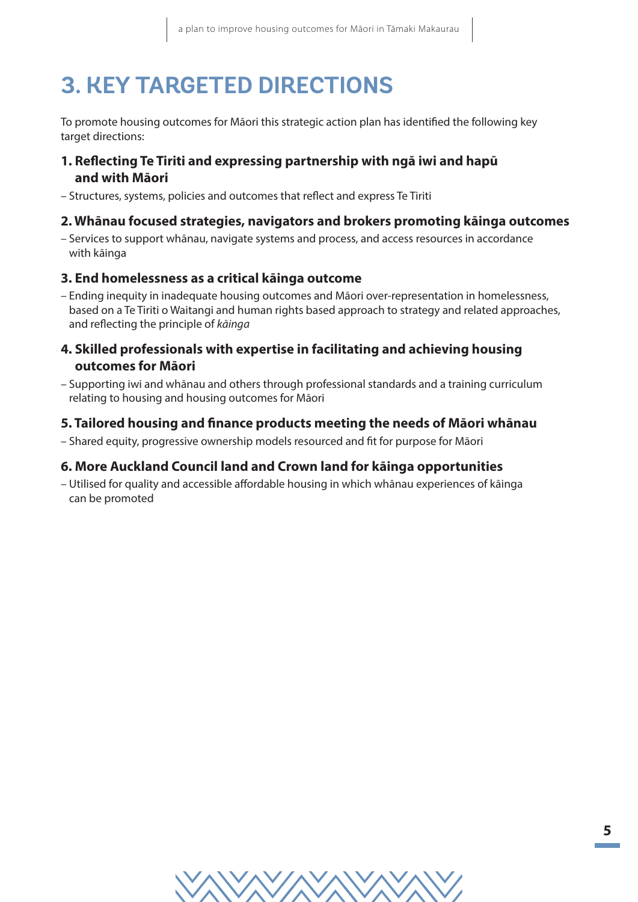# 3. KEY TARGETED DIRECTIONS

To promote housing outcomes for Māori this strategic action plan has identified the following key target directions:

**1. Reflecting Te Tiriti and expressing partnership with ngā iwi and hapū and with Māori**

– Structures, systems, policies and outcomes that reflect and express Te Tiriti

**2. Whānau focused strategies, navigators and brokers promoting kāinga outcomes**

– Services to support whānau, navigate systems and process, and access resources in accordance with kāinga

**3. End homelessness as a critical kāinga outcome**

– Ending inequity in inadequate housing outcomes and Māori over-representation in homelessness, based on a Te Tiriti o Waitangi and human rights based approach to strategy and related approaches, and reflecting the principle of *kāinga*

**4. Skilled professionals with expertise in facilitating and achieving housing outcomes for Māori**

– Supporting iwi and whānau and others through professional standards and a training curriculum relating to housing and housing outcomes for Māori

**5. Tailored housing and finance products meeting the needs of Māori whānau**

– Shared equity, progressive ownership models resourced and fit for purpose for Māori

**6. More Auckland Council land and Crown land for kāinga opportunities**

– Utilised for quality and accessible affordable housing in which whānau experiences of kāinga can be promoted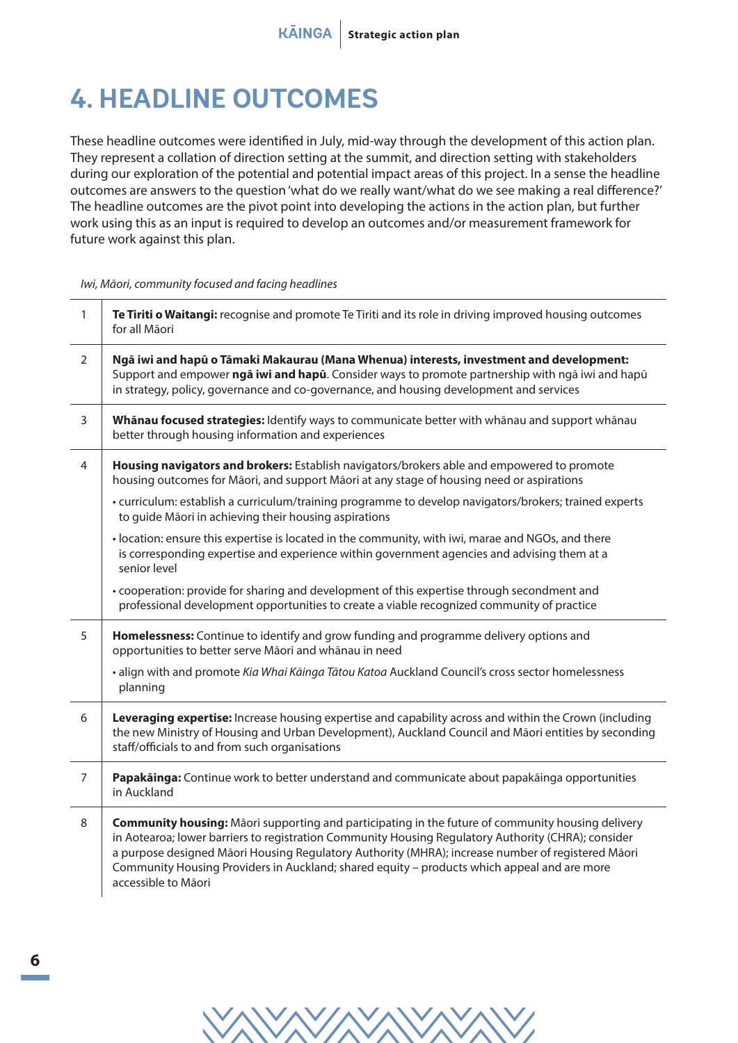# 4. HEADLINE OUTCOMES

These headline outcomes were identified in July, mid-way through the development of this action plan. They represent a collation of direction setting at the summit, and direction setting with stakeholders during our exploration of the potential and potential impact areas of this project. In a sense the headline outcomes are answers to the question 'what do we really want/what do we see making a real difference?' The headline outcomes are the pivot point into developing the actions in the action plan, but further work using this as an input is required to develop an outcomes and/or measurement framework for future work against this plan.

*Iwi, Māori, community focused and facing headlines*

| | |
|---|---|
| 1 | **Te Tiriti o Waitangi:** recognise and promote Te Tiriti and its role in driving improved housing outcomes for all Māori |
| 2 | **Ngā iwi and hapū o Tāmaki Makaurau (Mana Whenua) interests, investment and development:** Support and empower **ngā iwi and hapū**. Consider ways to promote partnership with ngā iwi and hapū in strategy, policy, governance and co-governance, and housing development and services |
| 3 | **Whānau focused strategies:** Identify ways to communicate better with whānau and support whānau better through housing information and experiences |
| 4 | **Housing navigators and brokers:** Establish navigators/brokers able and empowered to promote housing outcomes for Māori, and support Māori at any stage of housing need or aspirations<br>• curriculum: establish a curriculum/training programme to develop navigators/brokers; trained experts to guide Māori in achieving their housing aspirations<br>• location: ensure this expertise is located in the community, with iwi, marae and NGOs, and there is corresponding expertise and experience within government agencies and advising them at a senior level<br>• cooperation: provide for sharing and development of this expertise through secondment and professional development opportunities to create a viable recognized community of practice |
| 5 | **Homelessness:** Continue to identify and grow funding and programme delivery options and opportunities to better serve Māori and whānau in need<br>• align with and promote *Kia Whai Kāinga Tātou Katoa* Auckland Council's cross sector homelessness planning |
| 6 | **Leveraging expertise:** Increase housing expertise and capability across and within the Crown (including the new Ministry of Housing and Urban Development), Auckland Council and Māori entities by seconding staff/officials to and from such organisations |
| 7 | **Papakāinga:** Continue work to better understand and communicate about papakāinga opportunities in Auckland |
| 8 | **Community housing:** Māori supporting and participating in the future of community housing delivery in Aotearoa; lower barriers to registration Community Housing Regulatory Authority (CHRA); consider a purpose designed Māori Housing Regulatory Authority (MHRA); increase number of registered Māori Community Housing Providers in Auckland; shared equity – products which appeal and are more accessible to Māori |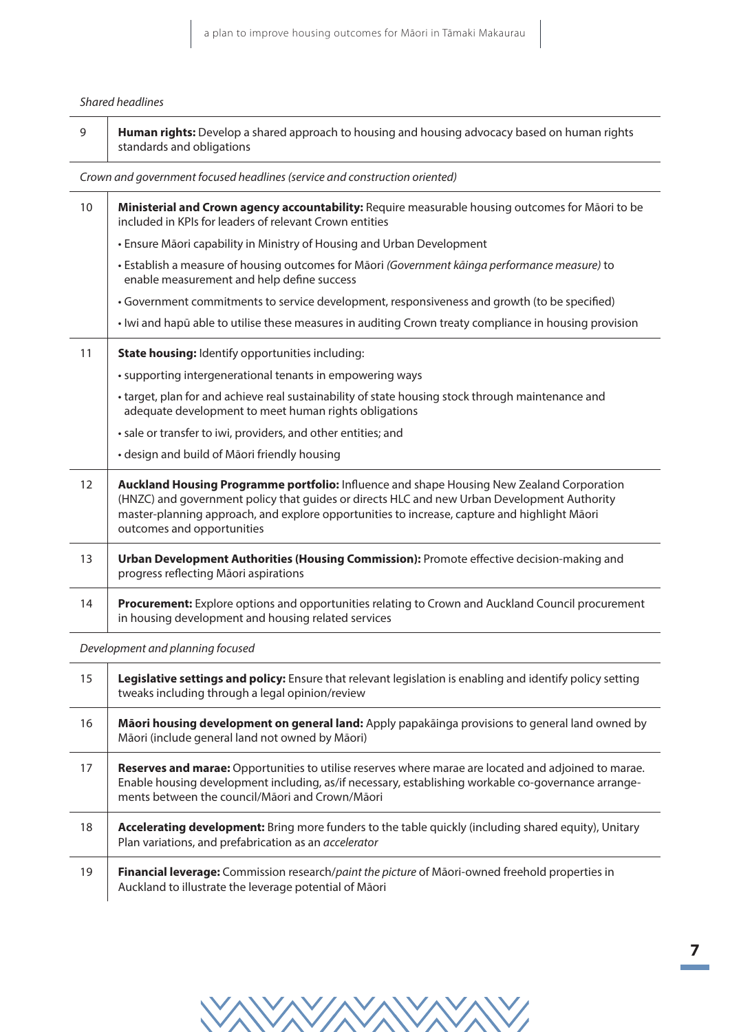| | |
|---|---|
| *Shared headlines* | |
| 9 | **Human rights:** Develop a shared approach to housing and housing advocacy based on human rights standards and obligations |
| *Crown and government focused headlines (service and construction oriented)* | |
| 10 | **Ministerial and Crown agency accountability:** Require measurable housing outcomes for Māori to be included in KPIs for leaders of relevant Crown entities<br>• Ensure Māori capability in Ministry of Housing and Urban Development<br>• Establish a measure of housing outcomes for Māori *(Government kāinga performance measure)* to enable measurement and help define success<br>• Government commitments to service development, responsiveness and growth (to be specified)<br>• Iwi and hapū able to utilise these measures in auditing Crown treaty compliance in housing provision |
| 11 | **State housing:** Identify opportunities including:<br>• supporting intergenerational tenants in empowering ways<br>• target, plan for and achieve real sustainability of state housing stock through maintenance and adequate development to meet human rights obligations<br>• sale or transfer to iwi, providers, and other entities; and<br>• design and build of Māori friendly housing |
| 12 | **Auckland Housing Programme portfolio:** Influence and shape Housing New Zealand Corporation (HNZC) and government policy that guides or directs HLC and new Urban Development Authority master-planning approach, and explore opportunities to increase, capture and highlight Māori outcomes and opportunities |
| 13 | **Urban Development Authorities (Housing Commission):** Promote effective decision-making and progress reflecting Māori aspirations |
| 14 | **Procurement:** Explore options and opportunities relating to Crown and Auckland Council procurement in housing development and housing related services |
| *Development and planning focused* | |
| 15 | **Legislative settings and policy:** Ensure that relevant legislation is enabling and identify policy setting tweaks including through a legal opinion/review |
| 16 | **Māori housing development on general land:** Apply papakāinga provisions to general land owned by Māori (include general land not owned by Māori) |
| 17 | **Reserves and marae:** Opportunities to utilise reserves where marae are located and adjoined to marae. Enable housing development including, as/if necessary, establishing workable co-governance arrangements between the council/Māori and Crown/Māori |
| 18 | **Accelerating development:** Bring more funders to the table quickly (including shared equity), Unitary Plan variations, and prefabrication as an *accelerator* |
| 19 | **Financial leverage:** Commission research/*paint the picture* of Māori-owned freehold properties in Auckland to illustrate the leverage potential of Māori |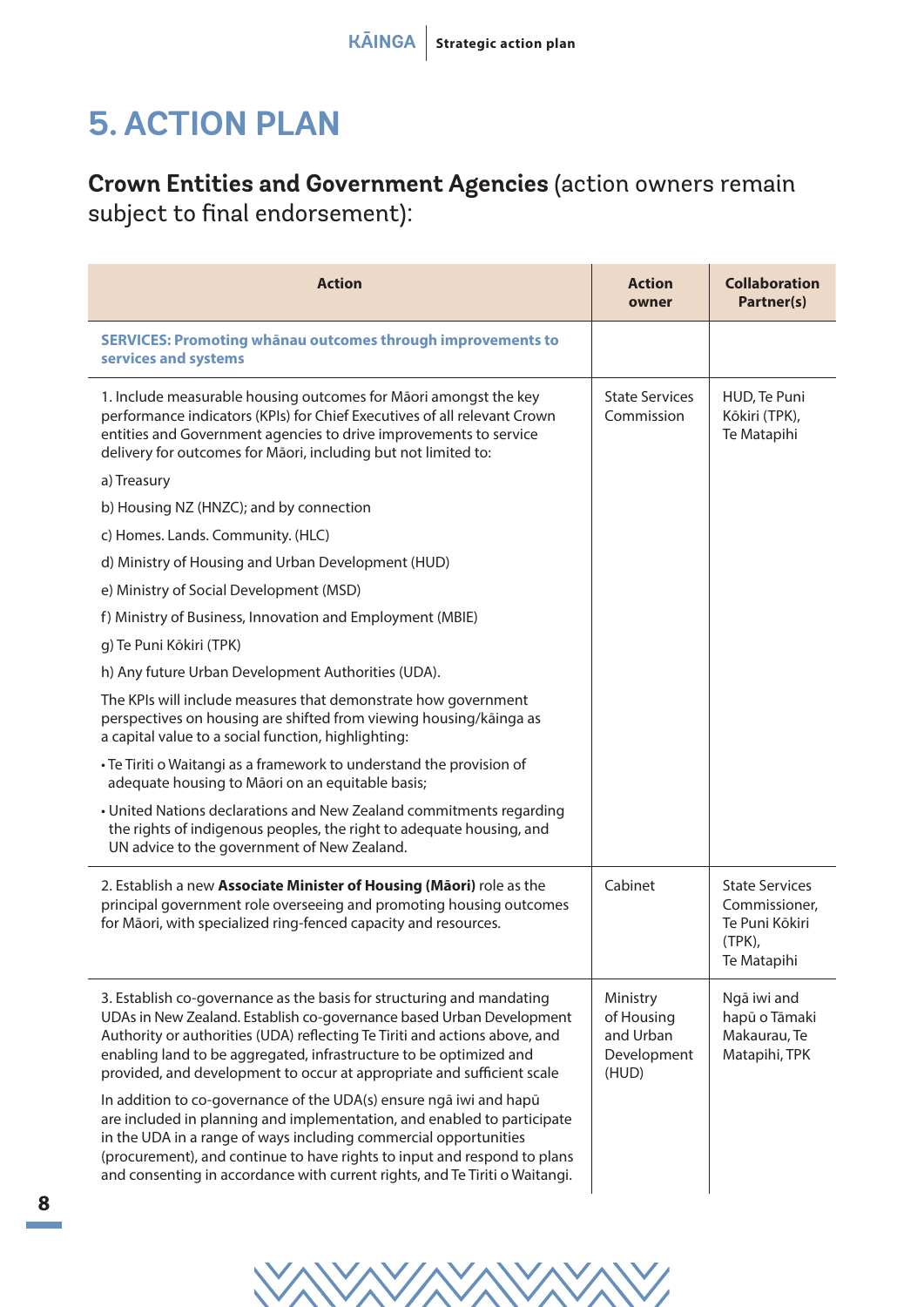# 5. ACTION PLAN

## **Crown Entities and Government Agencies** (action owners remain subject to final endorsement):

| Action | Action owner | Collaboration Partner(s) |
|---|---|---|
| **SERVICES: Promoting whānau outcomes through improvements to services and systems** | | |
| 1. Include measurable housing outcomes for Māori amongst the key performance indicators (KPIs) for Chief Executives of all relevant Crown entities and Government agencies to drive improvements to service delivery for outcomes for Māori, including but not limited to:<br>a) Treasury<br>b) Housing NZ (HNZC); and by connection<br>c) Homes. Lands. Community. (HLC)<br>d) Ministry of Housing and Urban Development (HUD)<br>e) Ministry of Social Development (MSD)<br>f) Ministry of Business, Innovation and Employment (MBIE)<br>g) Te Puni Kōkiri (TPK)<br>h) Any future Urban Development Authorities (UDA).<br>The KPIs will include measures that demonstrate how government perspectives on housing are shifted from viewing housing/kāinga as a capital value to a social function, highlighting:<br>• Te Tiriti o Waitangi as a framework to understand the provision of adequate housing to Māori on an equitable basis;<br>• United Nations declarations and New Zealand commitments regarding the rights of indigenous peoples, the right to adequate housing, and UN advice to the government of New Zealand. | State Services Commission | HUD, Te Puni Kōkiri (TPK), Te Matapihi |
| 2. Establish a new **Associate Minister of Housing (Māori)** role as the principal government role overseeing and promoting housing outcomes for Māori, with specialized ring-fenced capacity and resources. | Cabinet | State Services Commissioner, Te Puni Kōkiri (TPK), Te Matapihi |
| 3. Establish co-governance as the basis for structuring and mandating UDAs in New Zealand. Establish co-governance based Urban Development Authority or authorities (UDA) reflecting Te Tiriti and actions above, and enabling land to be aggregated, infrastructure to be optimized and provided, and development to occur at appropriate and sufficient scale<br>In addition to co-governance of the UDA(s) ensure ngā iwi and hapū are included in planning and implementation, and enabled to participate in the UDA in a range of ways including commercial opportunities (procurement), and continue to have rights to input and respond to plans and consenting in accordance with current rights, and Te Tiriti o Waitangi. | Ministry of Housing and Urban Development (HUD) | Ngā iwi and hapū o Tāmaki Makaurau, Te Matapihi, TPK |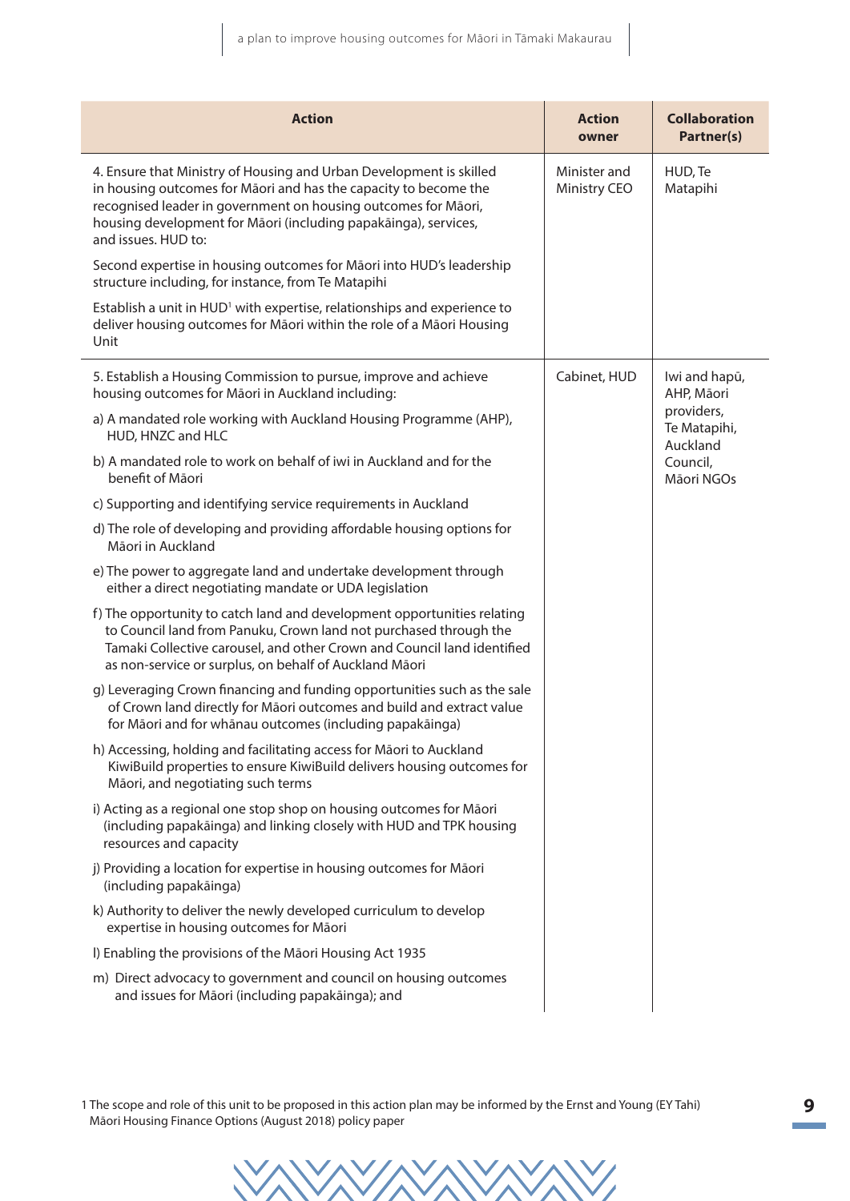| Action | Action owner | Collaboration Partner(s) |
|---|---|---|
| 4. Ensure that Ministry of Housing and Urban Development is skilled in housing outcomes for Māori and has the capacity to become the recognised leader in government on housing outcomes for Māori, housing development for Māori (including papakāinga), services, and issues. HUD to:<br><br>Second expertise in housing outcomes for Māori into HUD's leadership structure including, for instance, from Te Matapihi<br><br>Establish a unit in HUD[1] with expertise, relationships and experience to deliver housing outcomes for Māori within the role of a Māori Housing Unit | Minister and Ministry CEO | HUD, Te Matapihi |
| 5. Establish a Housing Commission to pursue, improve and achieve housing outcomes for Māori in Auckland including:<br><br>a) A mandated role working with Auckland Housing Programme (AHP), HUD, HNZC and HLC<br><br>b) A mandated role to work on behalf of iwi in Auckland and for the benefit of Māori<br><br>c) Supporting and identifying service requirements in Auckland<br><br>d) The role of developing and providing affordable housing options for Māori in Auckland<br><br>e) The power to aggregate land and undertake development through either a direct negotiating mandate or UDA legislation<br><br>f) The opportunity to catch land and development opportunities relating to Council land from Panuku, Crown land not purchased through the Tamaki Collective carousel, and other Crown and Council land identified as non-service or surplus, on behalf of Auckland Māori<br><br>g) Leveraging Crown financing and funding opportunities such as the sale of Crown land directly for Māori outcomes and build and extract value for Māori and for whānau outcomes (including papakāinga)<br><br>h) Accessing, holding and facilitating access for Māori to Auckland KiwiBuild properties to ensure KiwiBuild delivers housing outcomes for Māori, and negotiating such terms<br><br>i) Acting as a regional one stop shop on housing outcomes for Māori (including papakāinga) and linking closely with HUD and TPK housing resources and capacity<br><br>j) Providing a location for expertise in housing outcomes for Māori (including papakāinga)<br><br>k) Authority to deliver the newly developed curriculum to develop expertise in housing outcomes for Māori<br><br>l) Enabling the provisions of the Māori Housing Act 1935<br><br>m) Direct advocacy to government and council on housing outcomes and issues for Māori (including papakāinga); and | Cabinet, HUD | Iwi and hapū, AHP, Māori providers, Te Matapihi, Auckland Council, Māori NGOs |

1 The scope and role of this unit to be proposed in this action plan may be informed by the Ernst and Young (EY Tahi) Māori Housing Finance Options (August 2018) policy paper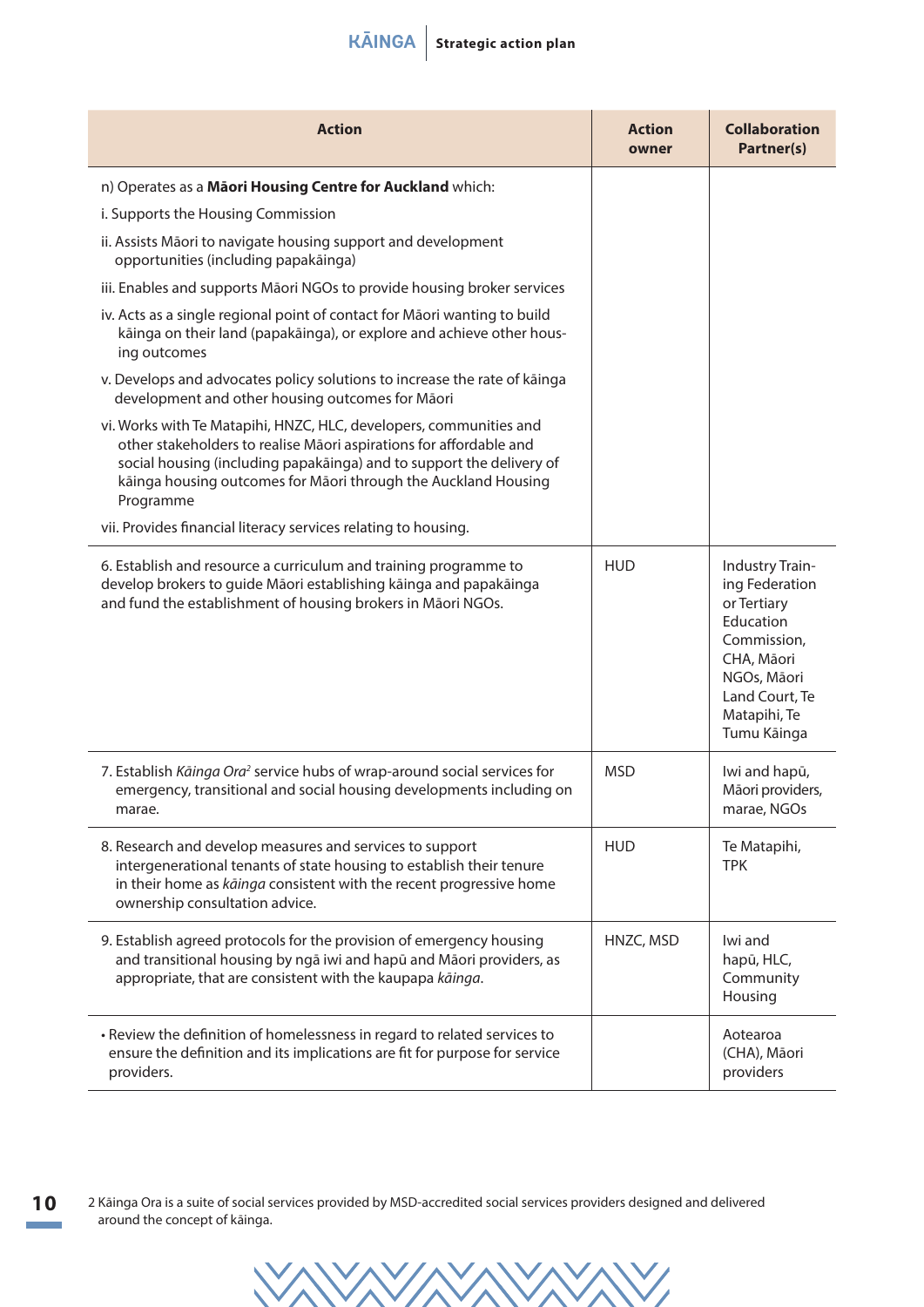| Action | Action owner | Collaboration Partner(s) |
|---|---|---|
| n) Operates as a **Māori Housing Centre for Auckland** which:<br>i. Supports the Housing Commission<br>ii. Assists Māori to navigate housing support and development opportunities (including papakāinga)<br>iii. Enables and supports Māori NGOs to provide housing broker services<br>iv. Acts as a single regional point of contact for Māori wanting to build kāinga on their land (papakāinga), or explore and achieve other housing outcomes<br>v. Develops and advocates policy solutions to increase the rate of kāinga development and other housing outcomes for Māori<br>vi. Works with Te Matapihi, HNZC, HLC, developers, communities and other stakeholders to realise Māori aspirations for affordable and social housing (including papakāinga) and to support the delivery of kāinga housing outcomes for Māori through the Auckland Housing Programme<br>vii. Provides financial literacy services relating to housing. | | |
| 6. Establish and resource a curriculum and training programme to develop brokers to guide Māori establishing kāinga and papakāinga and fund the establishment of housing brokers in Māori NGOs. | HUD | Industry Training Federation or Tertiary Education Commission, CHA, Māori NGOs, Māori Land Court, Te Matapihi, Te Tumu Kāinga |
| 7. Establish *Kāinga Ora*[2] service hubs of wrap-around social services for emergency, transitional and social housing developments including on marae. | MSD | Iwi and hapū, Māori providers, marae, NGOs |
| 8. Research and develop measures and services to support intergenerational tenants of state housing to establish their tenure in their home as *kāinga* consistent with the recent progressive home ownership consultation advice. | HUD | Te Matapihi, TPK |
| 9. Establish agreed protocols for the provision of emergency housing and transitional housing by ngā iwi and hapū and Māori providers, as appropriate, that are consistent with the kaupapa *kāinga*. | HNZC, MSD | Iwi and hapū, HLC, Community Housing |
| • Review the definition of homelessness in regard to related services to ensure the definition and its implications are fit for purpose for service providers. | | Aotearoa (CHA), Māori providers |

2 Kāinga Ora is a suite of social services provided by MSD-accredited social services providers designed and delivered around the concept of kāinga.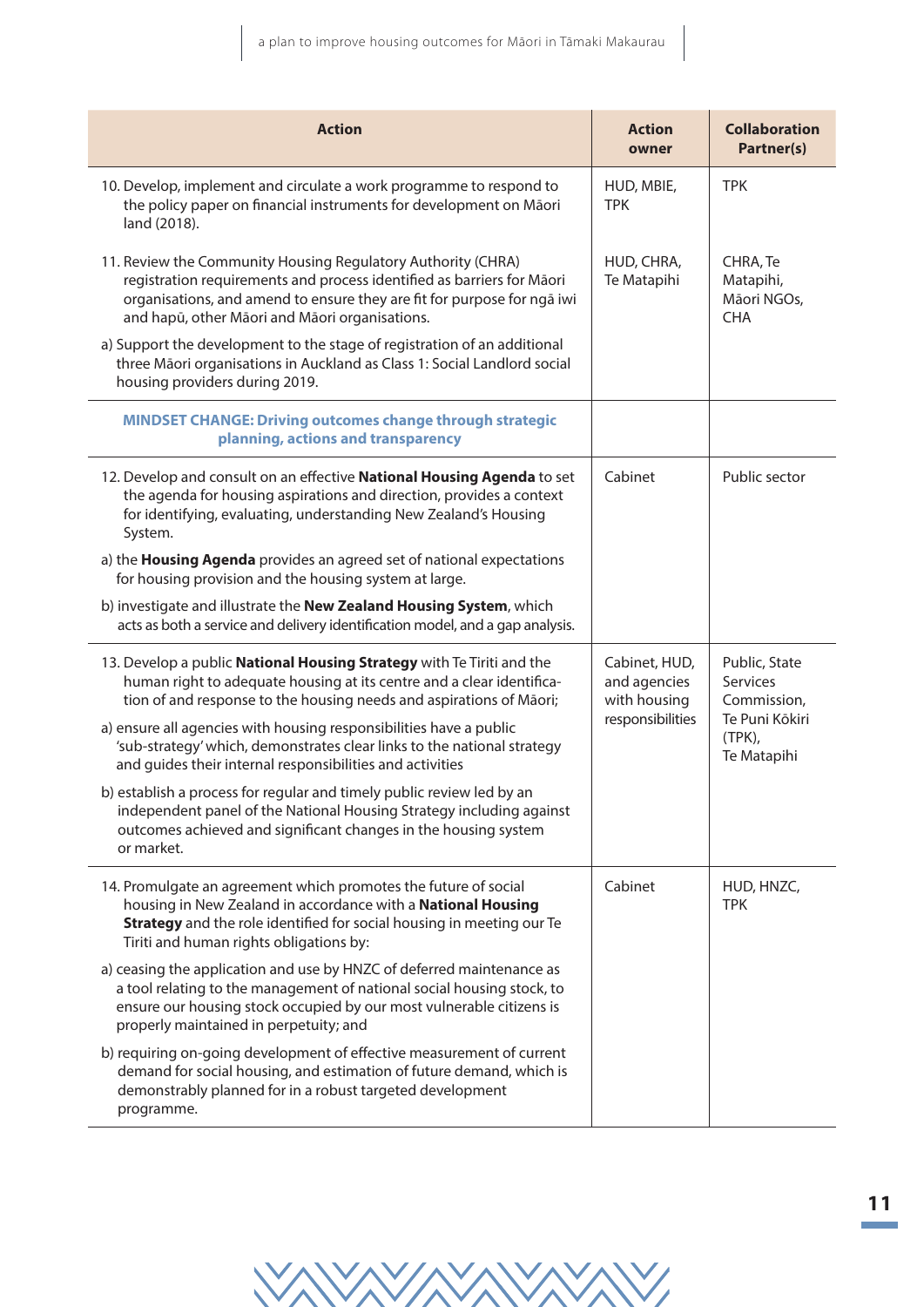| Action | Action owner | Collaboration Partner(s) |
|---|---|---|
| 10. Develop, implement and circulate a work programme to respond to the policy paper on financial instruments for development on Māori land (2018). | HUD, MBIE, TPK | TPK |
| 11. Review the Community Housing Regulatory Authority (CHRA) registration requirements and process identified as barriers for Māori organisations, and amend to ensure they are fit for purpose for ngā iwi and hapū, other Māori and Māori organisations.<br><br>a) Support the development to the stage of registration of an additional three Māori organisations in Auckland as Class 1: Social Landlord social housing providers during 2019. | HUD, CHRA, Te Matapihi | CHRA, Te Matapihi, Māori NGOs, CHA |
| **MINDSET CHANGE: Driving outcomes change through strategic planning, actions and transparency** | | |
| 12. Develop and consult on an effective **National Housing Agenda** to set the agenda for housing aspirations and direction, provides a context for identifying, evaluating, understanding New Zealand's Housing System.<br><br>a) the **Housing Agenda** provides an agreed set of national expectations for housing provision and the housing system at large.<br><br>b) investigate and illustrate the **New Zealand Housing System**, which acts as both a service and delivery identification model, and a gap analysis. | Cabinet | Public sector |
| 13. Develop a public **National Housing Strategy** with Te Tiriti and the human right to adequate housing at its centre and a clear identification of and response to the housing needs and aspirations of Māori;<br><br>a) ensure all agencies with housing responsibilities have a public 'sub-strategy' which, demonstrates clear links to the national strategy and guides their internal responsibilities and activities<br><br>b) establish a process for regular and timely public review led by an independent panel of the National Housing Strategy including against outcomes achieved and significant changes in the housing system or market. | Cabinet, HUD, and agencies with housing responsibilities | Public, State Services Commission, Te Puni Kōkiri (TPK), Te Matapihi |
| 14. Promulgate an agreement which promotes the future of social housing in New Zealand in accordance with a **National Housing Strategy** and the role identified for social housing in meeting our Te Tiriti and human rights obligations by:<br><br>a) ceasing the application and use by HNZC of deferred maintenance as a tool relating to the management of national social housing stock, to ensure our housing stock occupied by our most vulnerable citizens is properly maintained in perpetuity; and<br><br>b) requiring on-going development of effective measurement of current demand for social housing, and estimation of future demand, which is demonstrably planned for in a robust targeted development programme. | Cabinet | HUD, HNZC, TPK |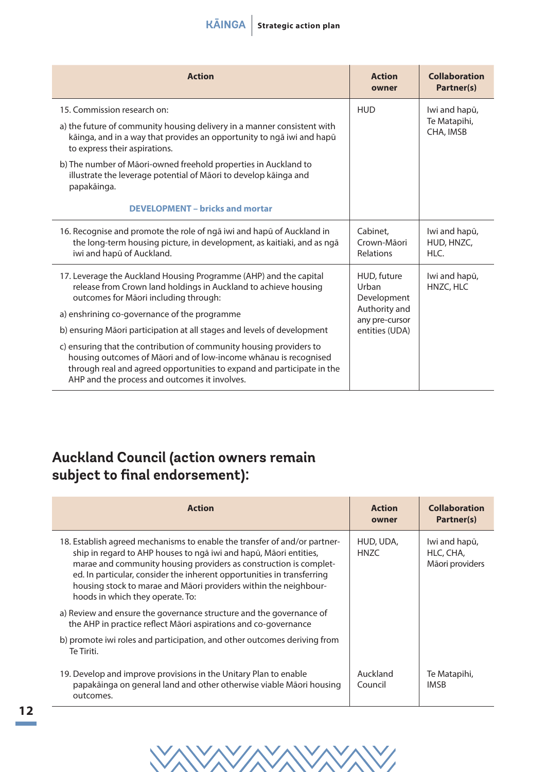| Action | Action owner | Collaboration Partner(s) |
|---|---|---|
| 15. Commission research on:<br>a) the future of community housing delivery in a manner consistent with kāinga, and in a way that provides an opportunity to ngā iwi and hapū to express their aspirations.<br>b) The number of Māori-owned freehold properties in Auckland to illustrate the leverage potential of Māori to develop kāinga and papakāinga. | HUD | Iwi and hapū, Te Matapihi, CHA, IMSB |
| **DEVELOPMENT – bricks and mortar** | | |
| 16. Recognise and promote the role of ngā iwi and hapū of Auckland in the long-term housing picture, in development, as kaitiaki, and as ngā iwi and hapū of Auckland. | Cabinet, Crown-Māori Relations | Iwi and hapū, HUD, HNZC, HLC. |
| 17. Leverage the Auckland Housing Programme (AHP) and the capital release from Crown land holdings in Auckland to achieve housing outcomes for Māori including through:<br>a) enshrining co-governance of the programme<br>b) ensuring Māori participation at all stages and levels of development<br>c) ensuring that the contribution of community housing providers to housing outcomes of Māori and of low-income whānau is recognised through real and agreed opportunities to expand and participate in the AHP and the process and outcomes it involves. | HUD, future Urban Development Authority and any pre-cursor entities (UDA) | Iwi and hapū, HNZC, HLC |

## Auckland Council (action owners remain subject to final endorsement):

| Action | Action owner | Collaboration Partner(s) |
|---|---|---|
| 18. Establish agreed mechanisms to enable the transfer of and/or partnership in regard to AHP houses to ngā iwi and hapū, Māori entities, marae and community housing providers as construction is completed. In particular, consider the inherent opportunities in transferring housing stock to marae and Māori providers within the neighbourhoods in which they operate. To:<br>a) Review and ensure the governance structure and the governance of the AHP in practice reflect Māori aspirations and co-governance<br>b) promote iwi roles and participation, and other outcomes deriving from Te Tiriti. | HUD, UDA, HNZC | Iwi and hapū, HLC, CHA, Māori providers |
| 19. Develop and improve provisions in the Unitary Plan to enable papakāinga on general land and other otherwise viable Māori housing outcomes. | Auckland Council | Te Matapihi, IMSB |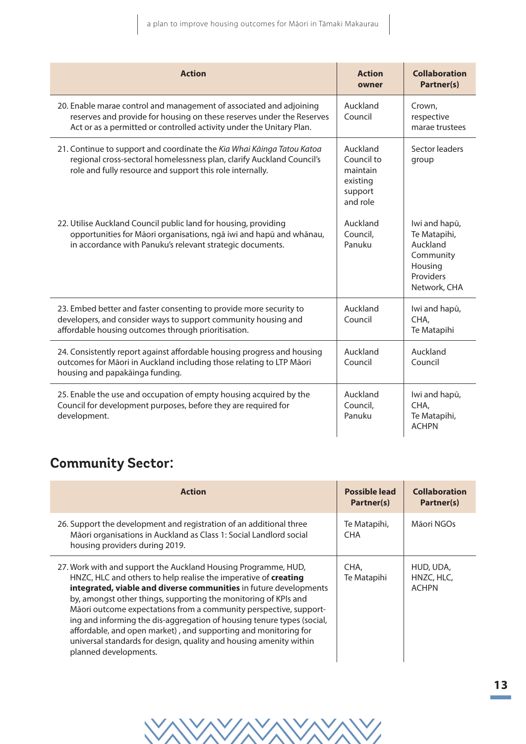| Action | Action owner | Collaboration Partner(s) |
|---|---|---|
| 20. Enable marae control and management of associated and adjoining reserves and provide for housing on these reserves under the Reserves Act or as a permitted or controlled activity under the Unitary Plan. | Auckland Council | Crown, respective marae trustees |
| 21. Continue to support and coordinate the *Kia Whai Kāinga Tatou Katoa* regional cross-sectoral homelessness plan, clarify Auckland Council's role and fully resource and support this role internally. | Auckland Council to maintain existing support and role | Sector leaders group |
| 22. Utilise Auckland Council public land for housing, providing opportunities for Māori organisations, ngā iwi and hapū and whānau, in accordance with Panuku's relevant strategic documents. | Auckland Council, Panuku | Iwi and hapū, Te Matapihi, Auckland Community Housing Providers Network, CHA |
| 23. Embed better and faster consenting to provide more security to developers, and consider ways to support community housing and affordable housing outcomes through prioritisation. | Auckland Council | Iwi and hapū, CHA, Te Matapihi |
| 24. Consistently report against affordable housing progress and housing outcomes for Māori in Auckland including those relating to LTP Māori housing and papakāinga funding. | Auckland Council | Auckland Council |
| 25. Enable the use and occupation of empty housing acquired by the Council for development purposes, before they are required for development. | Auckland Council, Panuku | Iwi and hapū, CHA, Te Matapihi, ACHPN |

## Community Sector:

| Action | Possible lead Partner(s) | Collaboration Partner(s) |
|---|---|---|
| 26. Support the development and registration of an additional three Māori organisations in Auckland as Class 1: Social Landlord social housing providers during 2019. | Te Matapihi, CHA | Māori NGOs |
| 27. Work with and support the Auckland Housing Programme, HUD, HNZC, HLC and others to help realise the imperative of **creating integrated, viable and diverse communities** in future developments by, amongst other things, supporting the monitoring of KPIs and Māori outcome expectations from a community perspective, supporting and informing the dis-aggregation of housing tenure types (social, affordable, and open market) , and supporting and monitoring for universal standards for design, quality and housing amenity within planned developments. | CHA, Te Matapihi | HUD, UDA, HNZC, HLC, ACHPN |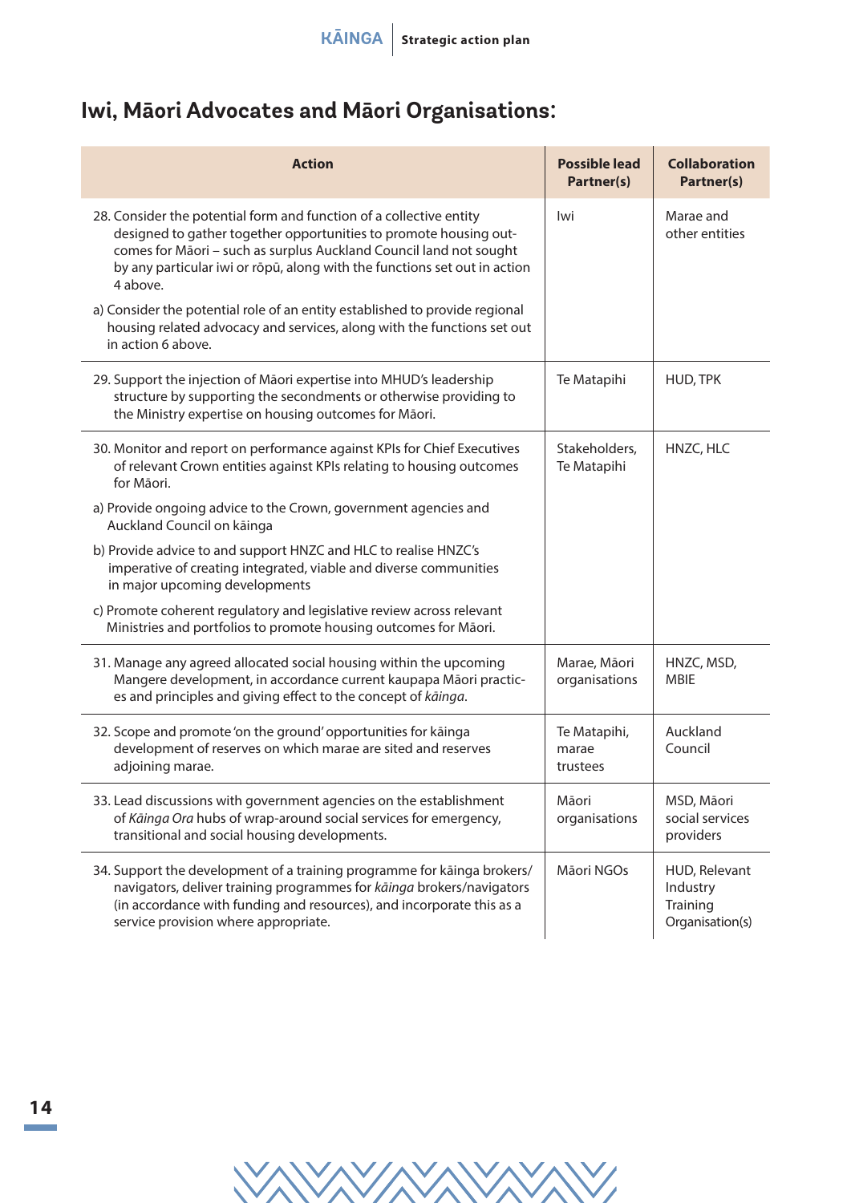## Iwi, Māori Advocates and Māori Organisations:

| Action | Possible lead Partner(s) | Collaboration Partner(s) |
|---|---|---|
| 28. Consider the potential form and function of a collective entity designed to gather together opportunities to promote housing outcomes for Māori – such as surplus Auckland Council land not sought by any particular iwi or rōpū, along with the functions set out in action 4 above.<br><br>a) Consider the potential role of an entity established to provide regional housing related advocacy and services, along with the functions set out in action 6 above. | Iwi | Marae and other entities |
| 29. Support the injection of Māori expertise into MHUD's leadership structure by supporting the secondments or otherwise providing to the Ministry expertise on housing outcomes for Māori. | Te Matapihi | HUD, TPK |
| 30. Monitor and report on performance against KPIs for Chief Executives of relevant Crown entities against KPIs relating to housing outcomes for Māori.<br><br>a) Provide ongoing advice to the Crown, government agencies and Auckland Council on kāinga<br><br>b) Provide advice to and support HNZC and HLC to realise HNZC's imperative of creating integrated, viable and diverse communities in major upcoming developments<br><br>c) Promote coherent regulatory and legislative review across relevant Ministries and portfolios to promote housing outcomes for Māori. | Stakeholders, Te Matapihi | HNZC, HLC |
| 31. Manage any agreed allocated social housing within the upcoming Mangere development, in accordance current kaupapa Māori practices and principles and giving effect to the concept of *kāinga*. | Marae, Māori organisations | HNZC, MSD, MBIE |
| 32. Scope and promote 'on the ground' opportunities for kāinga development of reserves on which marae are sited and reserves adjoining marae. | Te Matapihi, marae trustees | Auckland Council |
| 33. Lead discussions with government agencies on the establishment of *Kāinga Ora* hubs of wrap-around social services for emergency, transitional and social housing developments. | Māori organisations | MSD, Māori social services providers |
| 34. Support the development of a training programme for kāinga brokers/navigators, deliver training programmes for *kāinga* brokers/navigators (in accordance with funding and resources), and incorporate this as a service provision where appropriate. | Māori NGOs | HUD, Relevant Industry Training Organisation(s) |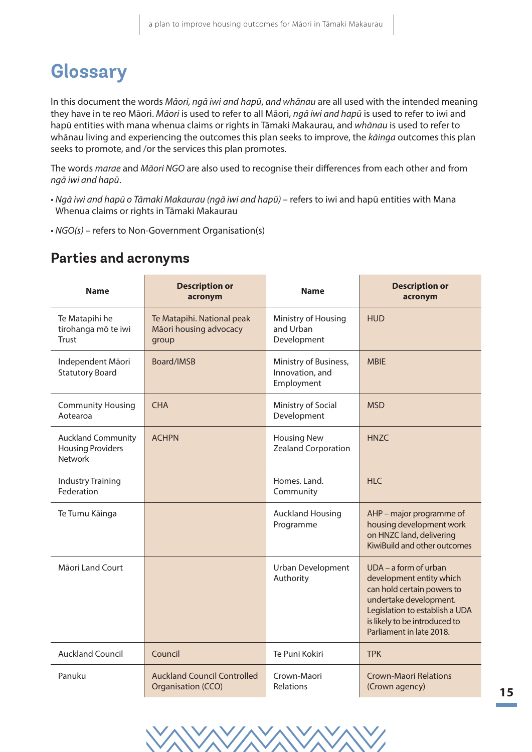# Glossary

In this document the words *Māori, ngā iwi and hapū, and whānau* are all used with the intended meaning they have in te reo Māori. *Māori* is used to refer to all Māori, *ngā iwi and hapū* is used to refer to iwi and hapū entities with mana whenua claims or rights in Tāmaki Makaurau, and *whānau* is used to refer to whānau living and experiencing the outcomes this plan seeks to improve, the *kāinga* outcomes this plan seeks to promote, and /or the services this plan promotes.

The words *marae* and *Māori NGO* are also used to recognise their differences from each other and from *ngā iwi and hapū*.

- *Ngā iwi and hapū o Tāmaki Makaurau (ngā iwi and hapū)* – refers to iwi and hapū entities with Mana Whenua claims or rights in Tāmaki Makaurau
- *NGO(s)* – refers to Non-Government Organisation(s)

## Parties and acronyms

| Name | Description or acronym | Name | Description or acronym |
|---|---|---|---|
| Te Matapihi he tirohanga mō te iwi Trust | Te Matapihi. National peak Māori housing advocacy group | Ministry of Housing and Urban Development | HUD |
| Independent Māori Statutory Board | Board/IMSB | Ministry of Business, Innovation, and Employment | MBIE |
| Community Housing Aotearoa | CHA | Ministry of Social Development | MSD |
| Auckland Community Housing Providers Network | ACHPN | Housing New Zealand Corporation | HNZC |
| Industry Training Federation | | Homes. Land. Community | HLC |
| Te Tumu Kāinga | | Auckland Housing Programme | AHP – major programme of housing development work on HNZC land, delivering KiwiBuild and other outcomes |
| Māori Land Court | | Urban Development Authority | UDA – a form of urban development entity which can hold certain powers to undertake development. Legislation to establish a UDA is likely to be introduced to Parliament in late 2018. |
| Auckland Council | Council | Te Puni Kokiri | TPK |
| Panuku | Auckland Council Controlled Organisation (CCO) | Crown-Maori Relations | Crown-Maori Relations (Crown agency) |